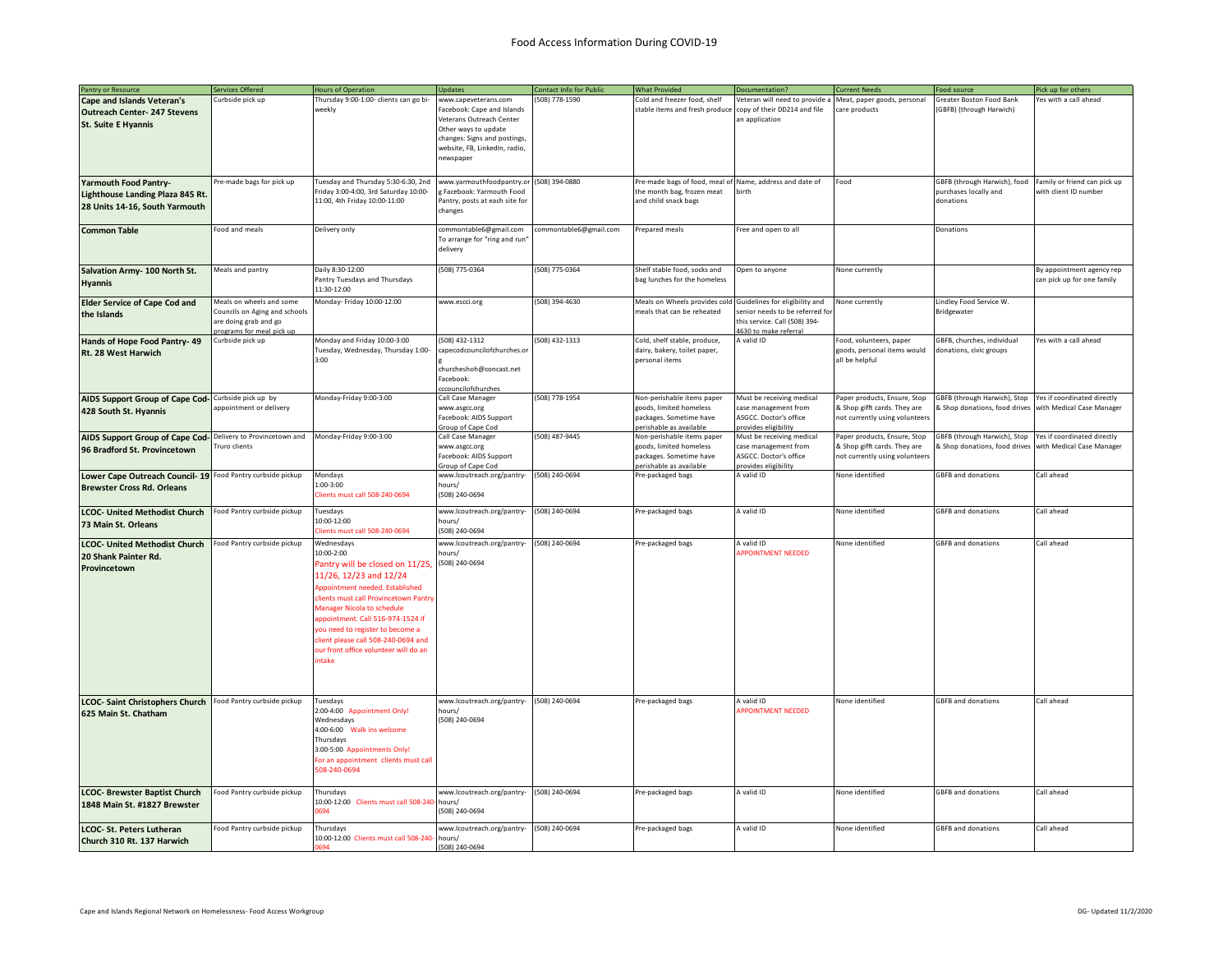# Food Access Information During COVID-19

| Pantry or Resource | Services Offered | Hours of Operation | Updates | Contact Info for Public | What Provided | Documentation? | Current Needs | Food source | Pick up for others |
|---|---|---|---|---|---|---|---|---|---|
| **Cape and Islands Veteran's Outreach Center- 247 Stevens St. Suite E Hyannis** | Curbside pick up | Thursday 9:00-1:00- clients can go bi-weekly | www.capeveterans.com Facebook: Cape and Islands Veterans Outreach Center Other ways to update changes: Signs and postings, website, FB, LinkedIn, radio, newspaper | (508) 778-1590 | Cold and freezer food, shelf stable items and fresh produce | Veteran will need to provide a copy of their DD214 and file an application | Meat, paper goods, personal care products | Greater Boston Food Bank (GBFB) (through Harwich) | Yes with a call ahead |
| **Yarmouth Food Pantry- Lighthouse Landing Plaza 845 Rt. 28 Units 14-16, South Yarmouth** | Pre-made bags for pick up | Tuesday and Thursday 5:30-6:30, 2nd Friday 3:00-4:00, 3rd Saturday 10:00-11:00, 4th Friday 10:00-11:00 | www.yarmouthfoodpantry.org Facebook: Yarmouth Food Pantry, posts at each site for changes | (508) 394-0880 | Pre-made bags of food, meal of the month bag, frozen meat and child snack bags | Name, address and date of birth | Food | GBFB (through Harwich), food purchases locally and donations | Family or friend can pick up with client ID number |
| **Common Table** | Food and meals | Delivery only | commontable6@gmail.com To arrange for "ring and run" delivery | commontable6@gmail.com | Prepared meals | Free and open to all | | Donations | |
| **Salvation Army- 100 North St. Hyannis** | Meals and pantry | Daily 8:30-12:00 Pantry Tuesdays and Thursdays 11:30-12:00 | (508) 775-0364 | (508) 775-0364 | Shelf stable food, socks and bag lunches for the homeless | Open to anyone | None currently | | By appointment agency rep can pick up for one family |
| **Elder Service of Cape Cod and the Islands** | Meals on wheels and some Councils on Aging and schools are doing grab and go programs for meal pick up | Monday- Friday 10:00-12:00 | www.escci.org | (508) 394-4630 | Meals on Wheels provides cold meals that can be reheated | Guidelines for eligibility and senior needs to be referred for this service. Call (508) 394-4630 to make referral | None currently | Lindley Food Service W. Bridgewater | |
| **Hands of Hope Food Pantry- 49 Rt. 28 West Harwich** | Curbside pick up | Monday and Friday 10:00-3:00 Tuesday, Wednesday, Thursday 1:00-3:00 | (508) 432-1312 capecodcouncilofchurches.org churcheshoh@concast.net Facebook: cccouncilofchurches | (508) 432-1313 | Cold, shelf stable, produce, dairy, bakery, toilet paper, personal items | A valid ID | Food, volunteers, paper goods, personal items would all be helpful | GBFB, churches, individual donations, civic groups | Yes with a call ahead |
| **AIDS Support Group of Cape Cod- 428 South St. Hyannis** | Curbside pick up by appointment or delivery | Monday-Friday 9:00-3:00 | Call Case Manager www.asgcc.org Facebook: AIDS Support Group of Cape Cod | (508) 778-1954 | Non-perishable items paper goods, limited homeless packages. Sometime have perishable as available | Must be receiving medical case management from ASGCC. Doctor's office provides eligibility | Paper products, Ensure, Stop & Shop gifft cards. They are not currently using volunteers | GBFB (through Harwich), Stop & Shop donations, food drives | Yes if coordinated directly with Medical Case Manager |
| **AIDS Support Group of Cape Cod- 96 Bradford St. Provincetown** | Delivery to Provincetown and Truro clients | Monday-Friday 9:00-3:00 | Call Case Manager www.asgcc.org Facebook: AIDS Support Group of Cape Cod | (508) 487-9445 | Non-perishable items paper goods, limited homeless packages. Sometime have perishable as available | Must be receiving medical case management from ASGCC. Doctor's office provides eligibility | Paper products, Ensure, Stop & Shop gifft cards. They are not currently using volunteers | GBFB (through Harwich), Stop & Shop donations, food drives | Yes if coordinated directly with Medical Case Manager |
| **Lower Cape Outreach Council- 19 Brewster Cross Rd. Orleans** | Food Pantry curbside pickup | Mondays 1:00-3:00 Clients must call 508-240-0694 | www.lcoutreach.org/pantry-hours/ (508) 240-0694 | (508) 240-0694 | Pre-packaged bags | A valid ID | None identified | GBFB and donations | Call ahead |
| **LCOC- United Methodist Church 73 Main St. Orleans** | Food Pantry curbside pickup | Tuesdays 10:00-12:00 Clients must call 508-240-0694 | www.lcoutreach.org/pantry-hours/ (508) 240-0694 | (508) 240-0694 | Pre-packaged bags | A valid ID | None identified | GBFB and donations | Call ahead |
| **LCOC- United Methodist Church 20 Shank Painter Rd. Provincetown** | Food Pantry curbside pickup | Wednesdays 10:00-2:00 Pantry will be closed on 11/25, 11/26, 12/23 and 12/24 Appointment needed. Established clients must call Provincetown Pantry Manager Nicola to schedule appointment. Call 516-974-1524 if you need to register to become a client please call 508-240-0694 and our front office volunteer will do an intake | www.lcoutreach.org/pantry-hours/ (508) 240-0694 | (508) 240-0694 | Pre-packaged bags | A valid ID APPOINTMENT NEEDED | None identified | GBFB and donations | Call ahead |
| **LCOC- Saint Christophers Church 625 Main St. Chatham** | Food Pantry curbside pickup | Tuesdays 2:00-4:00 Appointment Only! Wednesdays 4:00-6:00 Walk ins welcome Thursdays 3:00-5:00 Appointments Only! For an appointment clients must call 508-240-0694 | www.lcoutreach.org/pantry-hours/ (508) 240-0694 | (508) 240-0694 | Pre-packaged bags | A valid ID APPOINTMENT NEEDED | None identified | GBFB and donations | Call ahead |
| **LCOC- Brewster Baptist Church 1848 Main St. #1827 Brewster** | Food Pantry curbside pickup | Thursdays 10:00-12:00 Clients must call 508-240-0694 | www.lcoutreach.org/pantry-hours/ (508) 240-0694 | (508) 240-0694 | Pre-packaged bags | A valid ID | None identified | GBFB and donations | Call ahead |
| **LCOC- St. Peters Lutheran Church 310 Rt. 137 Harwich** | Food Pantry curbside pickup | Thursdays 10:00-12:00 Clients must call 508-240-0694 | www.lcoutreach.org/pantry-hours/ (508) 240-0694 | (508) 240-0694 | Pre-packaged bags | A valid ID | None identified | GBFB and donations | Call ahead |

Cape and Islands Regional Network on Homelessness- Food Access Workgroup

DG- Updated 11/2/2020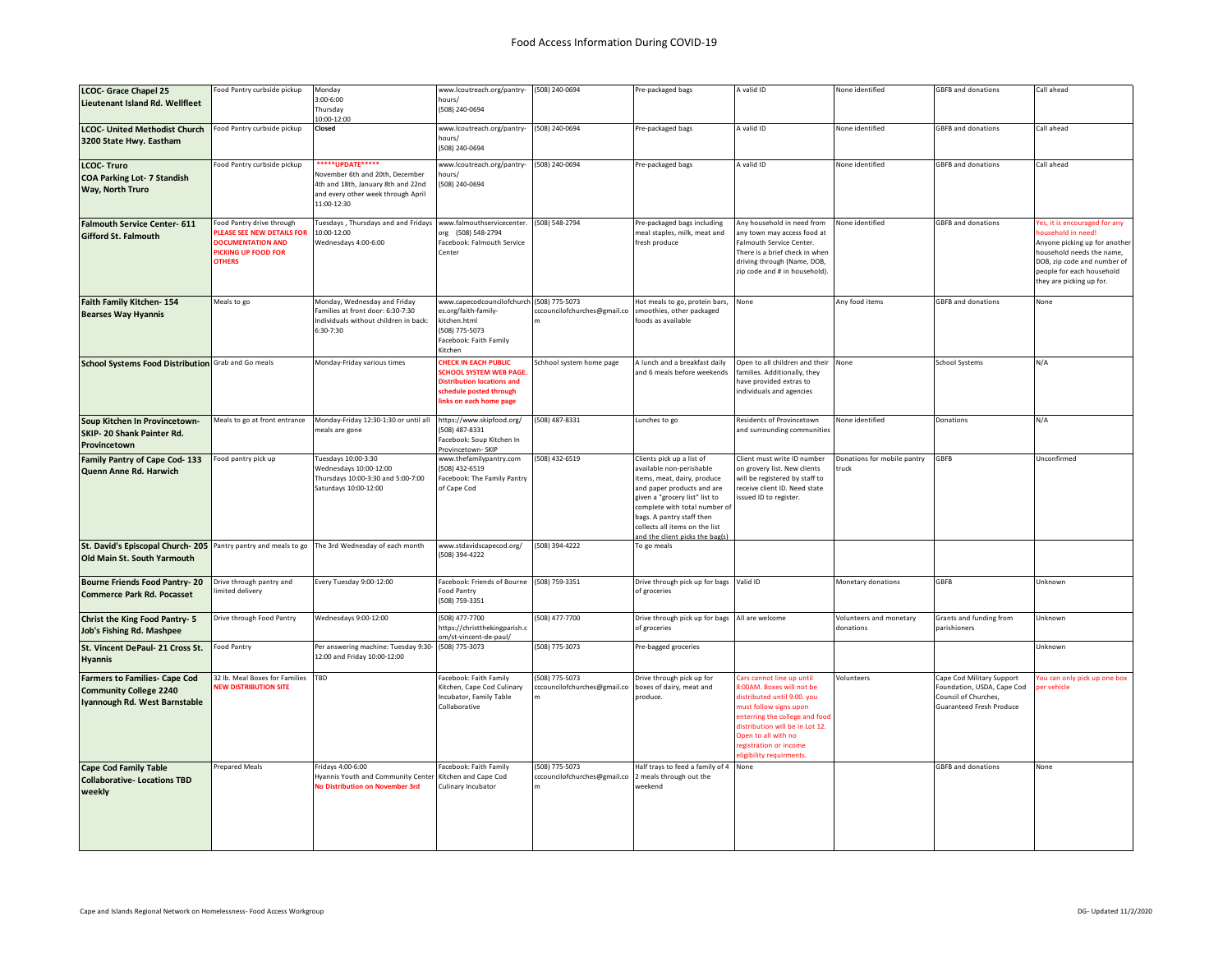# Food Access Information During COVID-19

| | | | | | | | | | |
|---|---|---|---|---|---|---|---|---|---|
| **LCOC- Grace Chapel 25 Lieutenant Island Rd. Wellfleet** | Food Pantry curbside pickup | Monday 3:00-6:00 Thursday 10:00-12:00 | www.lcoutreach.org/pantry-hours/ (508) 240-0694 | (508) 240-0694 | Pre-packaged bags | A valid ID | None identified | GBFB and donations | Call ahead |
| **LCOC- United Methodist Church 3200 State Hwy. Eastham** | Food Pantry curbside pickup | **Closed** | www.lcoutreach.org/pantry-hours/ (508) 240-0694 | (508) 240-0694 | Pre-packaged bags | A valid ID | None identified | GBFB and donations | Call ahead |
| **LCOC- Truro COA Parking Lot- 7 Standish Way, North Truro** | Food Pantry curbside pickup | *****UPDATE***** November 6th and 20th, December 4th and 18th, January 8th and 22nd and every other week through April 11:00-12:30 | www.lcoutreach.org/pantry-hours/ (508) 240-0694 | (508) 240-0694 | Pre-packaged bags | A valid ID | None identified | GBFB and donations | Call ahead |
| **Falmouth Service Center- 611 Gifford St. Falmouth** | Food Pantry drive through PLEASE SEE NEW DETAILS FOR DOCUMENTATION AND PICKING UP FOOD FOR OTHERS | Tuesdays , Thursdays and and Fridays 10:00-12:00 Wednesdays 4:00-6:00 | www.falmouthservicecenter.org (508) 548-2794 Facebook: Falmouth Service Center | (508) 548-2794 | Pre-packaged bags including meal staples, milk, meat and fresh produce | Any household in need from any town may access food at Falmouth Service Center. There is a brief check in when driving through (Name, DOB, zip code and # in household). | None identified | GBFB and donations | Yes, it is encouraged for any household in need! Anyone picking up for another household needs the name, DOB, zip code and number of people for each household they are picking up for. |
| **Faith Family Kitchen- 154 Bearses Way Hyannis** | Meals to go | Monday, Wednesday and Friday Families at front door: 6:30-7:30 Individuals without children in back: 6:30-7:30 | www.capecodcouncilofchurches.org/faith-family-kitchen.html (508) 775-5073 Facebook: Faith Family Kitchen | (508) 775-5073 cccouncilofchurches@gmail.com | Hot meals to go, protein bars, smoothies, other packaged foods as available | None | Any food items | GBFB and donations | None |
| **School Systems Food Distribution** | Grab and Go meals | Monday-Friday various times | CHECK IN EACH PUBLIC SCHOOL SYSTEM WEB PAGE. Distribution locations and schedule posted through links on each home page | Schhool system home page | A lunch and a breakfast daily and 6 meals before weekends | Open to all children and their families. Additionally, they have provided extras to individuals and agencies | None | School Systems | N/A |
| **Soup Kitchen In Provincetown- SKIP- 20 Shank Painter Rd. Provincetown** | Meals to go at front entrance | Monday-Friday 12:30-1:30 or until all meals are gone | https://www.skipfood.org/ (508) 487-8331 Facebook: Soup Kitchen In Provincetown- SKIP | (508) 487-8331 | Lunches to go | Residents of Provincetown and surrounding communities | None identified | Donations | N/A |
| **Family Pantry of Cape Cod- 133 Quenn Anne Rd. Harwich** | Food pantry pick up | Tuesdays 10:00-3:30 Wednesdays 10:00-12:00 Thursdays 10:00-3:30 and 5:00-7:00 Saturdays 10:00-12:00 | www.thefamilypantry.com (508) 432-6519 Facebook: The Family Pantry of Cape Cod | (508) 432-6519 | Clients pick up a list of available non-perishable items, meat, dairy, produce and paper products and are given a "grocery list" list to complete with total number of bags. A pantry staff then collects all items on the list and the client picks the bag(s) | Client must write ID number on grovery list. New clients will be registered by staff to receive client ID. Need state issued ID to register. | Donations for mobile pantry truck | GBFB | Unconfirmed |
| **St. David's Episcopal Church- 205 Old Main St. South Yarmouth** | Pantry pantry and meals to go | The 3rd Wednesday of each month | www.stdavidscapecod.org/ (508) 394-4222 | (508) 394-4222 | To go meals | | | | |
| **Bourne Friends Food Pantry- 20 Commerce Park Rd. Pocasset** | Drive through pantry and limited delivery | Every Tuesday 9:00-12:00 | Facebook: Friends of Bourne Food Pantry (508) 759-3351 | (508) 759-3351 | Drive through pick up for bags of groceries | Valid ID | Monetary donations | GBFB | Unknown |
| **Christ the King Food Pantry- 5 Job's Fishing Rd. Mashpee** | Drive through Food Pantry | Wednesdays 9:00-12:00 | (508) 477-7700 https://christthekingparish.com/st-vincent-de-paul/ | (508) 477-7700 | Drive through pick up for bags of groceries | All are welcome | Volunteers and monetary donations | Grants and funding from parishioners | Unknown |
| **St. Vincent DePaul- 21 Cross St. Hyannis** | Food Pantry | Per answering machine: Tuesday 9:30-12:00 and Friday 10:00-12:00 | (508) 775-3073 | (508) 775-3073 | Pre-bagged groceries | | | | Unknown |
| **Farmers to Families- Cape Cod Community College 2240 Iyannough Rd. West Barnstable** | 32 lb. Meal Boxes for Families NEW DISTRIBUTION SITE | TBD | Facebook: Faith Family Kitchen, Cape Cod Culinary Incubator, Family Table Collaborative | (508) 775-5073 cccouncilofchurches@gmail.com | Drive through pick up for boxes of dairy, meat and produce. | Cars cannot line up until 8:00AM. Boxes will not be distributed until 9:00. you must follow signs upon enterring the college and food distribution will be in Lot 12. Open to all with no registration or income eligibility requirments. | Volunteers | Cape Cod Military Support Foundation, USDA, Cape Cod Council of Churches, Guaranteed Fresh Produce | You can only pick up one box per vehicle |
| **Cape Cod Family Table Collaborative- Locations TBD weekly** | Prepared Meals | Fridays 4:00-6:00 Hyannis Youth and Community Center No Distribution on November 3rd | Facebook: Faith Family Kitchen and Cape Cod Culinary Incubator | (508) 775-5073 cccouncilofchurches@gmail.com | Half trays to feed a family of 4 2 meals through out the weekend | None | | GBFB and donations | None |

Cape and Islands Regional Network on Homelessness- Food Access Workgroup

DG- Updated 11/2/2020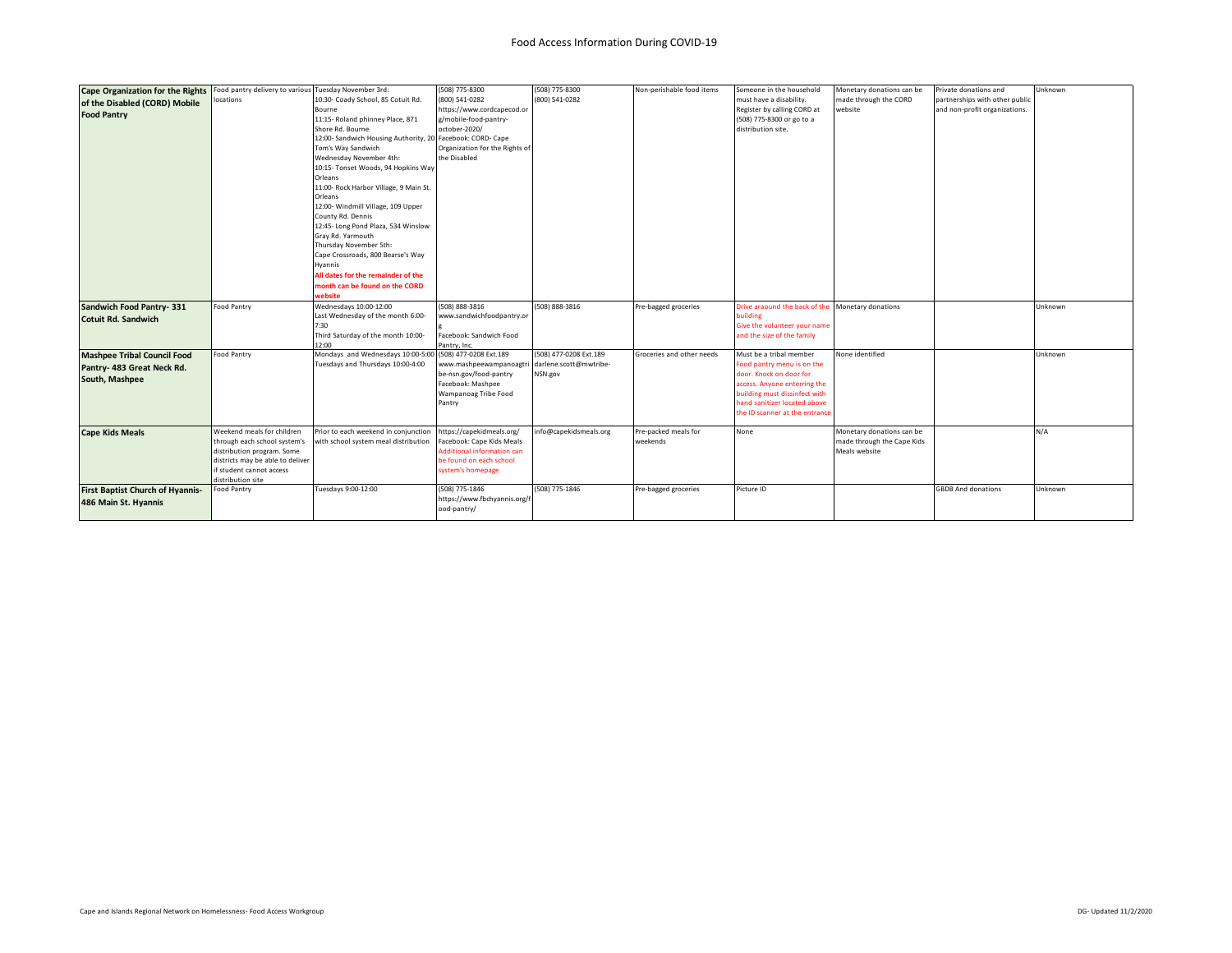# Food Access Information During COVID-19

| | | | | | | | | | |
|---|---|---|---|---|---|---|---|---|---|
| **Cape Organization for the Rights of the Disabled (CORD) Mobile Food Pantry** | Food pantry delivery to various locations | Tuesday November 3rd: 10:30- Coady School, 85 Cotuit Rd. Bourne 11:15- Roland phinney Place, 871 Shore Rd. Bourne 12:00- Sandwich Housing Authority, 20 Tom's Way Sandwich Wednesday November 4th: 10:15- Tonset Woods, 94 Hopkins Way Orleans 11:00- Rock Harbor Village, 9 Main St. Orleans 12:00- Windmill Village, 109 Upper County Rd. Dennis 12:45- Long Pond Plaza, 534 Winslow Gray Rd. Yarmouth Thursday November 5th: Cape Crossroads, 800 Bearse's Way Hyannis **All dates for the remainder of the month can be found on the CORD website** | (508) 775-8300 (800) 541-0282 https://www.cordcapecod.org/mobile-food-pantry-october-2020/ Facebook: CORD- Cape Organization for the Rights of the Disabled | (508) 775-8300 (800) 541-0282 | Non-perishable food items | Someone in the household must have a disability. Register by calling CORD at (508) 775-8300 or go to a distribution site. | Monetary donations can be made through the CORD website | Private donations and partnerships with other public and non-profit organizations. | Unknown |
| **Sandwich Food Pantry- 331 Cotuit Rd. Sandwich** | Food Pantry | Wednesdays 10:00-12:00 Last Wednesday of the month 6:00-7:30 Third Saturday of the month 10:00-12:00 | (508) 888-3816 www.sandwichfoodpantry.org Facebook: Sandwich Food Pantry, Inc. | (508) 888-3816 | Pre-bagged groceries | Drive araound the back of the building Give the volunteer your name and the size of the family | Monetary donations | | Unknown |
| **Mashpee Tribal Council Food Pantry- 483 Great Neck Rd. South, Mashpee** | Food Pantry | Mondays and Wednesdays 10:00-5:00 Tuesdays and Thursdays 10:00-4:00 | (508) 477-0208 Ext.189 www.mashpeewampanoagtribe-nsn.gov/food-pantry Facebook: Mashpee Wampanoag Tribe Food Pantry | (508) 477-0208 Ext.189 darlene.scott@mwtribe-NSN.gov | Groceries and other needs | Must be a tribal member Food pantry menu is on the door. Knock on door for access. Anyone enterring the building must dissinfect with hand sanitizer located above the ID scanner at the entrance | None identified | | Unknown |
| **Cape Kids Meals** | Weekend meals for children through each school system's distribution program. Some districts may be able to deliver if student cannot access distribution site | Prior to each weekend in conjunction with school system meal distribution | https://capekidmeals.org/ Facebook: Cape Kids Meals Additional information can be found on each school system's homepage | info@capekidsmeals.org | Pre-packed meals for weekends | None | Monetary donations can be made through the Cape Kids Meals website | | N/A |
| **First Baptist Church of Hyannis- 486 Main St. Hyannis** | Food Pantry | Tuesdays 9:00-12:00 | (508) 775-1846 https://www.fbchyannis.org/food-pantry/ | (508) 775-1846 | Pre-bagged groceries | Picture ID | | GBDB And donations | Unknown |

Cape and Islands Regional Network on Homelessness- Food Access Workgroup

DG- Updated 11/2/2020